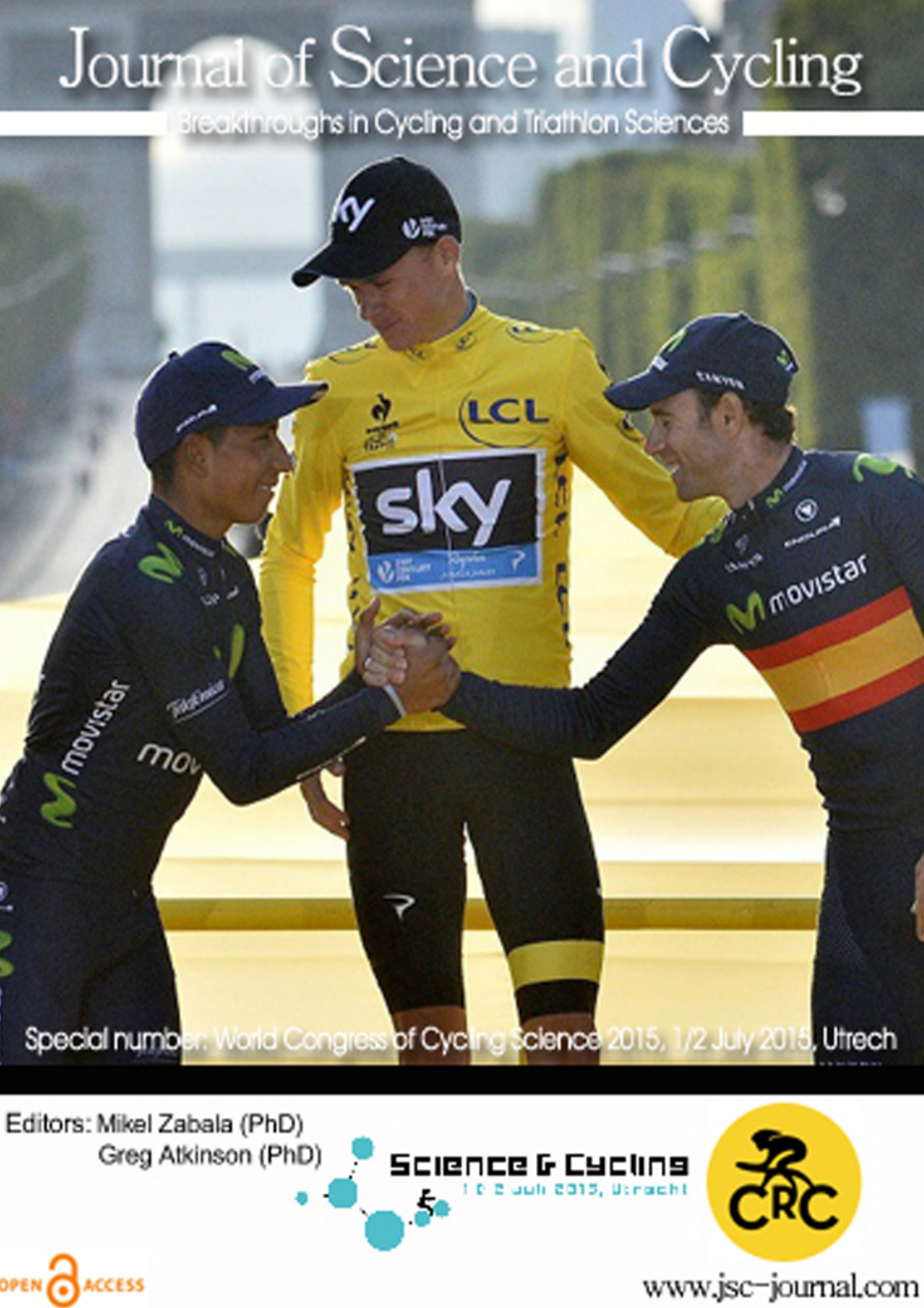# Journal of Science and Cycling

Breakthroughs in Cycling and Triathlon Sciences

Special number: World Congress of Cycling Science 2015, 1/2 July 2015, Utrech

Editors: Mikel Zabala (PhD)
Greg Atkinson (PhD)

Science & Cycling
1 & 2 juli 2015, Utrecht

CRC

OPEN ACCESS

www.jsc-journal.com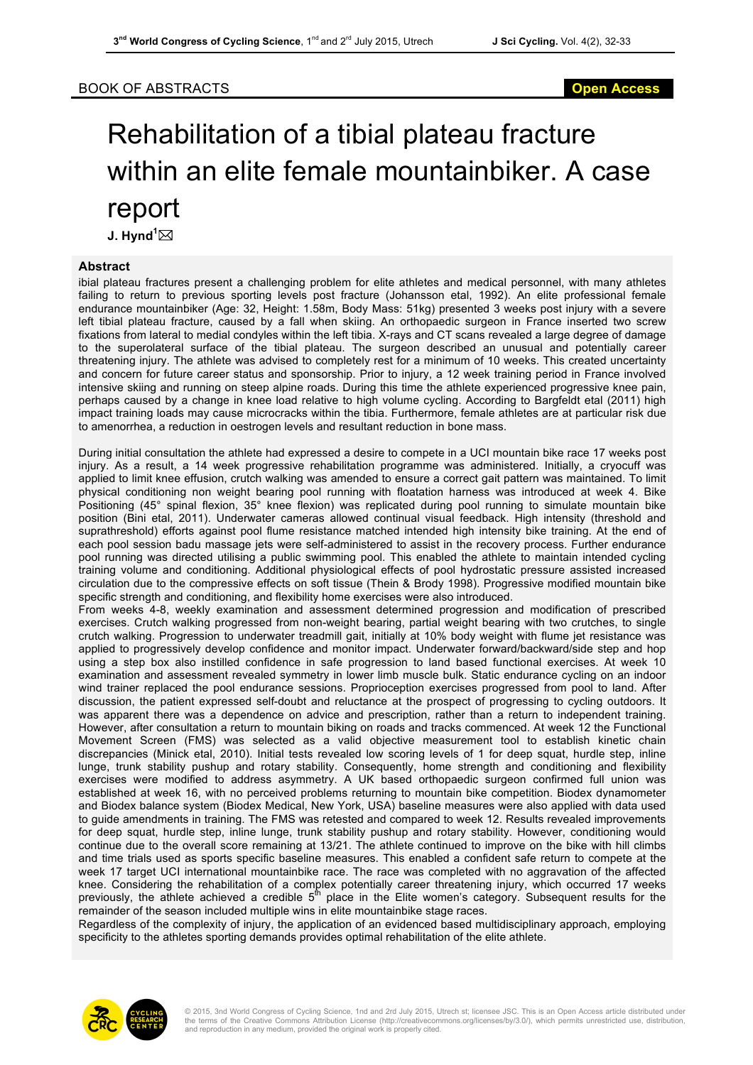BOOK OF ABSTRACTS

# Rehabilitation of a tibial plateau fracture within an elite female mountainbiker. A case report

**J. Hynd**[1] ✉

## Abstract

ibial plateau fractures present a challenging problem for elite athletes and medical personnel, with many athletes failing to return to previous sporting levels post fracture (Johansson etal, 1992). An elite professional female endurance mountainbiker (Age: 32, Height: 1.58m, Body Mass: 51kg) presented 3 weeks post injury with a severe left tibial plateau fracture, caused by a fall when skiing. An orthopaedic surgeon in France inserted two screw fixations from lateral to medial condyles within the left tibia. X-rays and CT scans revealed a large degree of damage to the superolateral surface of the tibial plateau. The surgeon described an unusual and potentially career threatening injury. The athlete was advised to completely rest for a minimum of 10 weeks. This created uncertainty and concern for future career status and sponsorship. Prior to injury, a 12 week training period in France involved intensive skiing and running on steep alpine roads. During this time the athlete experienced progressive knee pain, perhaps caused by a change in knee load relative to high volume cycling. According to Bargfeldt etal (2011) high impact training loads may cause microcracks within the tibia. Furthermore, female athletes are at particular risk due to amenorrhea, a reduction in oestrogen levels and resultant reduction in bone mass.

During initial consultation the athlete had expressed a desire to compete in a UCI mountain bike race 17 weeks post injury. As a result, a 14 week progressive rehabilitation programme was administered. Initially, a cryocuff was applied to limit knee effusion, crutch walking was amended to ensure a correct gait pattern was maintained. To limit physical conditioning non weight bearing pool running with floatation harness was introduced at week 4. Bike Positioning (45° spinal flexion, 35° knee flexion) was replicated during pool running to simulate mountain bike position (Bini etal, 2011). Underwater cameras allowed continual visual feedback. High intensity (threshold and suprathreshold) efforts against pool flume resistance matched intended high intensity bike training. At the end of each pool session badu massage jets were self-administered to assist in the recovery process. Further endurance pool running was directed utilising a public swimming pool. This enabled the athlete to maintain intended cycling training volume and conditioning. Additional physiological effects of pool hydrostatic pressure assisted increased circulation due to the compressive effects on soft tissue (Thein & Brody 1998). Progressive modified mountain bike specific strength and conditioning, and flexibility home exercises were also introduced.

From weeks 4-8, weekly examination and assessment determined progression and modification of prescribed exercises. Crutch walking progressed from non-weight bearing, partial weight bearing with two crutches, to single crutch walking. Progression to underwater treadmill gait, initially at 10% body weight with flume jet resistance was applied to progressively develop confidence and monitor impact. Underwater forward/backward/side step and hop using a step box also instilled confidence in safe progression to land based functional exercises. At week 10 examination and assessment revealed symmetry in lower limb muscle bulk. Static endurance cycling on an indoor wind trainer replaced the pool endurance sessions. Proprioception exercises progressed from pool to land. After discussion, the patient expressed self-doubt and reluctance at the prospect of progressing to cycling outdoors. It was apparent there was a dependence on advice and prescription, rather than a return to independent training. However, after consultation a return to mountain biking on roads and tracks commenced. At week 12 the Functional Movement Screen (FMS) was selected as a valid objective measurement tool to establish kinetic chain discrepancies (Minick etal, 2010). Initial tests revealed low scoring levels of 1 for deep squat, hurdle step, inline lunge, trunk stability pushup and rotary stability. Consequently, home strength and conditioning and flexibility exercises were modified to address asymmetry. A UK based orthopaedic surgeon confirmed full union was established at week 16, with no perceived problems returning to mountain bike competition. Biodex dynamometer and Biodex balance system (Biodex Medical, New York, USA) baseline measures were also applied with data used to guide amendments in training. The FMS was retested and compared to week 12. Results revealed improvements for deep squat, hurdle step, inline lunge, trunk stability pushup and rotary stability. However, conditioning would continue due to the overall score remaining at 13/21. The athlete continued to improve on the bike with hill climbs and time trials used as sports specific baseline measures. This enabled a confident safe return to compete at the week 17 target UCI international mountainbike race. The race was completed with no aggravation of the affected knee. Considering the rehabilitation of a complex potentially career threatening injury, which occurred 17 weeks previously, the athlete achieved a credible 5th place in the Elite women's category. Subsequent results for the remainder of the season included multiple wins in elite mountainbike stage races.

Regardless of the complexity of injury, the application of an evidenced based multidisciplinary approach, employing specificity to the athletes sporting demands provides optimal rehabilitation of the elite athlete.

© 2015, 3nd World Congress of Cycling Science, 1nd and 2rd July 2015, Utrech st; licensee JSC. This is an Open Access article distributed under the terms of the Creative Commons Attribution License (http://creativecommons.org/licenses/by/3.0/), which permits unrestricted use, distribution, and reproduction in any medium, provided the original work is properly cited.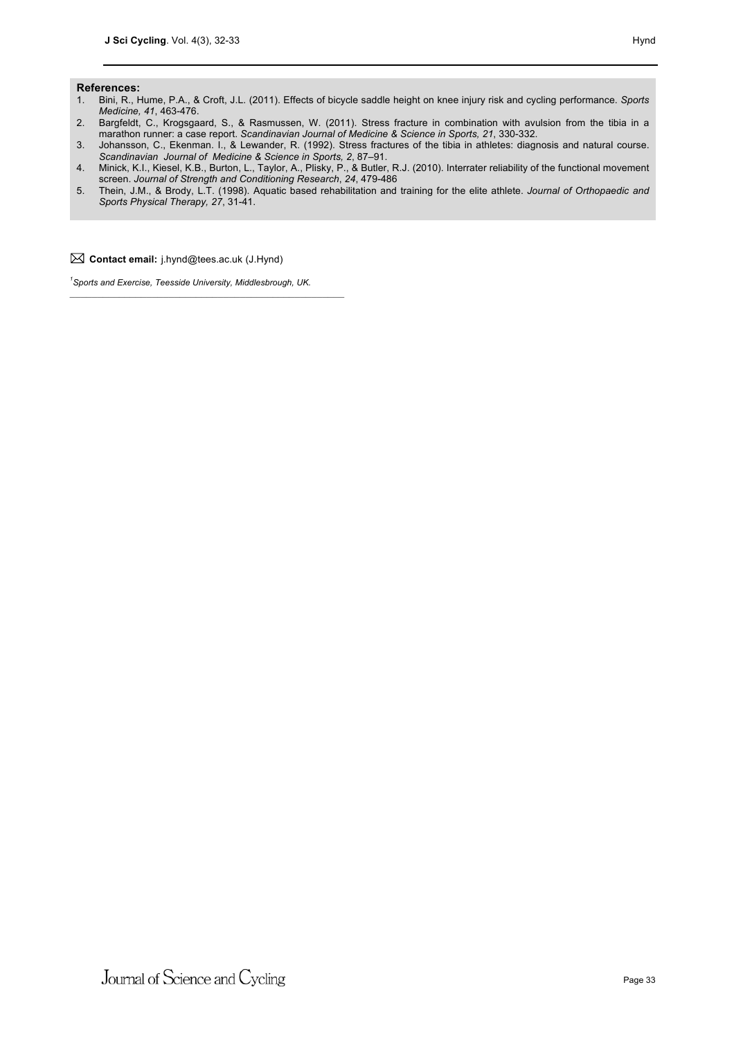**References:**

1. Bini, R., Hume, P.A., & Croft, J.L. (2011). Effects of bicycle saddle height on knee injury risk and cycling performance. *Sports Medicine, 41*, 463-476.
2. Bargfeldt, C., Krogsgaard, S., & Rasmussen, W. (2011). Stress fracture in combination with avulsion from the tibia in a marathon runner: a case report. *Scandinavian Journal of Medicine & Science in Sports, 21*, 330-332.
3. Johansson, C., Ekenman. I., & Lewander, R. (1992). Stress fractures of the tibia in athletes: diagnosis and natural course. *Scandinavian Journal of Medicine & Science in Sports, 2*, 87–91.
4. Minick, K.I., Kiesel, K.B., Burton, L., Taylor, A., Plisky, P., & Butler, R.J. (2010). Interrater reliability of the functional movement screen. *Journal of Strength and Conditioning Research*, *24*, 479-486
5. Thein, J.M., & Brody, L.T. (1998). Aquatic based rehabilitation and training for the elite athlete. *Journal of Orthopaedic and Sports Physical Therapy, 27*, 31-41.

✉ **Contact email:** j.hynd@tees.ac.uk (J.Hynd)

[1] *Sports and Exercise, Teesside University, Middlesbrough, UK.*